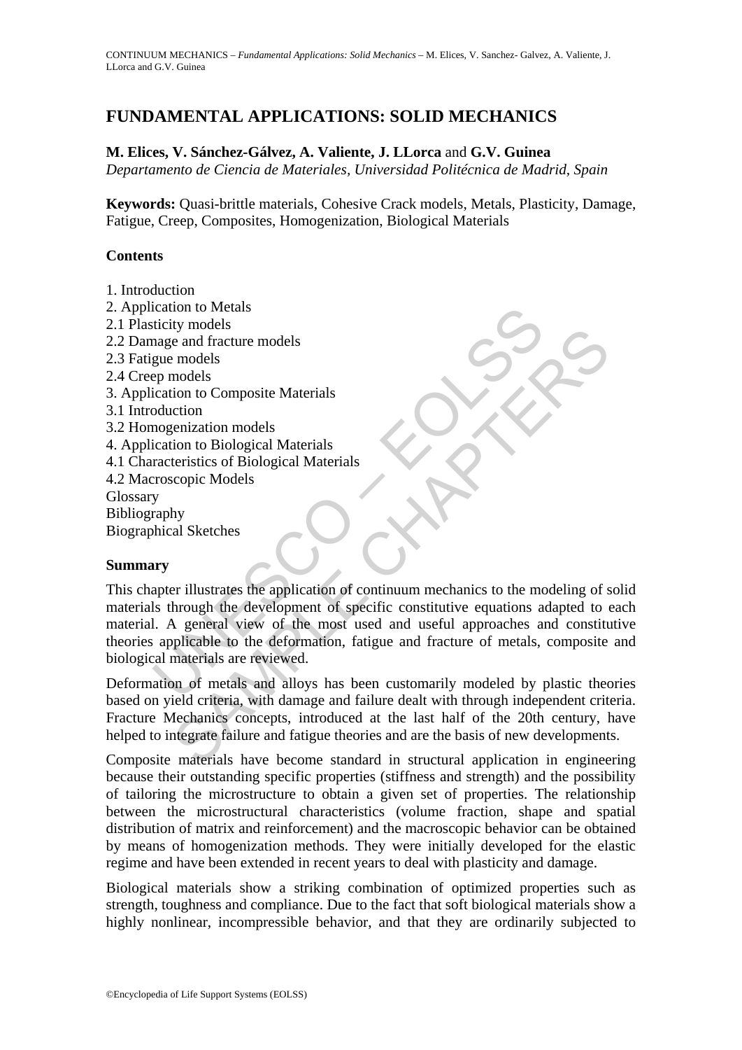# FUNDAMENTAL APPLICATIONS: SOLID MECHANICS

**M. Elices, V. Sánchez-Gálvez, A. Valiente, J. LLorca** and **G.V. Guinea**
*Departamento de Ciencia de Materiales, Universidad Politécnica de Madrid, Spain*

**Keywords:** Quasi-brittle materials, Cohesive Crack models, Metals, Plasticity, Damage, Fatigue, Creep, Composites, Homogenization, Biological Materials

## Contents

1. Introduction
2. Application to Metals
2.1 Plasticity models
2.2 Damage and fracture models
2.3 Fatigue models
2.4 Creep models
3. Application to Composite Materials
3.1 Introduction
3.2 Homogenization models
4. Application to Biological Materials
4.1 Characteristics of Biological Materials
4.2 Macroscopic Models
Glossary
Bibliography
Biographical Sketches

## Summary

This chapter illustrates the application of continuum mechanics to the modeling of solid materials through the development of specific constitutive equations adapted to each material. A general view of the most used and useful approaches and constitutive theories applicable to the deformation, fatigue and fracture of metals, composite and biological materials are reviewed.

Deformation of metals and alloys has been customarily modeled by plastic theories based on yield criteria, with damage and failure dealt with through independent criteria. Fracture Mechanics concepts, introduced at the last half of the 20th century, have helped to integrate failure and fatigue theories and are the basis of new developments.

Composite materials have become standard in structural application in engineering because their outstanding specific properties (stiffness and strength) and the possibility of tailoring the microstructure to obtain a given set of properties. The relationship between the microstructural characteristics (volume fraction, shape and spatial distribution of matrix and reinforcement) and the macroscopic behavior can be obtained by means of homogenization methods. They were initially developed for the elastic regime and have been extended in recent years to deal with plasticity and damage.

Biological materials show a striking combination of optimized properties such as strength, toughness and compliance. Due to the fact that soft biological materials show a highly nonlinear, incompressible behavior, and that they are ordinarily subjected to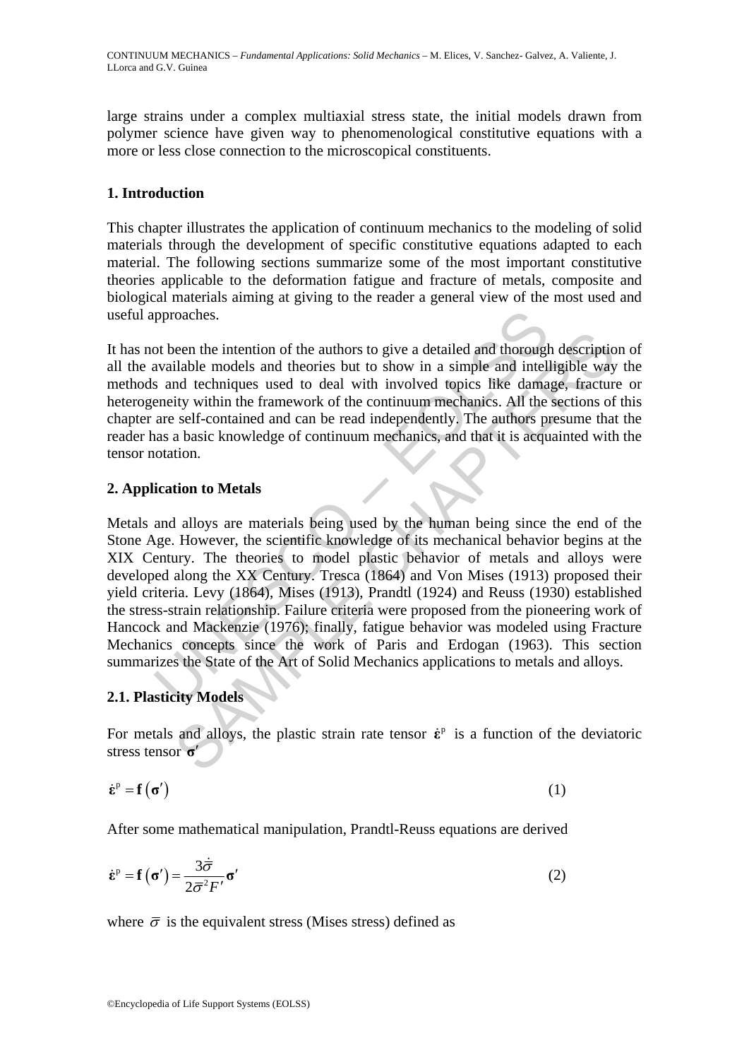large strains under a complex multiaxial stress state, the initial models drawn from polymer science have given way to phenomenological constitutive equations with a more or less close connection to the microscopical constituents.

## 1. Introduction

This chapter illustrates the application of continuum mechanics to the modeling of solid materials through the development of specific constitutive equations adapted to each material. The following sections summarize some of the most important constitutive theories applicable to the deformation fatigue and fracture of metals, composite and biological materials aiming at giving to the reader a general view of the most used and useful approaches.

It has not been the intention of the authors to give a detailed and thorough description of all the available models and theories but to show in a simple and intelligible way the methods and techniques used to deal with involved topics like damage, fracture or heterogeneity within the framework of the continuum mechanics. All the sections of this chapter are self-contained and can be read independently. The authors presume that the reader has a basic knowledge of continuum mechanics, and that it is acquainted with the tensor notation.

## 2. Application to Metals

Metals and alloys are materials being used by the human being since the end of the Stone Age. However, the scientific knowledge of its mechanical behavior begins at the XIX Century. The theories to model plastic behavior of metals and alloys were developed along the XX Century. Tresca (1864) and Von Mises (1913) proposed their yield criteria. Levy (1864), Mises (1913), Prandtl (1924) and Reuss (1930) established the stress-strain relationship. Failure criteria were proposed from the pioneering work of Hancock and Mackenzie (1976); finally, fatigue behavior was modeled using Fracture Mechanics concepts since the work of Paris and Erdogan (1963). This section summarizes the State of the Art of Solid Mechanics applications to metals and alloys.

### 2.1. Plasticity Models

For metals and alloys, the plastic strain rate tensor $\dot{\boldsymbol{\varepsilon}}^{\mathrm{p}}$ is a function of the deviatoric stress tensor $\boldsymbol{\sigma}'$

$$\dot{\boldsymbol{\varepsilon}}^{\mathrm{p}} = \mathbf{f}\left(\boldsymbol{\sigma}'\right) \tag{1}$$

After some mathematical manipulation, Prandtl-Reuss equations are derived

$$\dot{\boldsymbol{\varepsilon}}^{\mathrm{p}} = \mathbf{f}\left(\boldsymbol{\sigma}'\right) = \frac{3\dot{\bar{\sigma}}}{2\bar{\sigma}^{2}F'}\boldsymbol{\sigma}' \tag{2}$$

where $\bar{\sigma}$ is the equivalent stress (Mises stress) defined as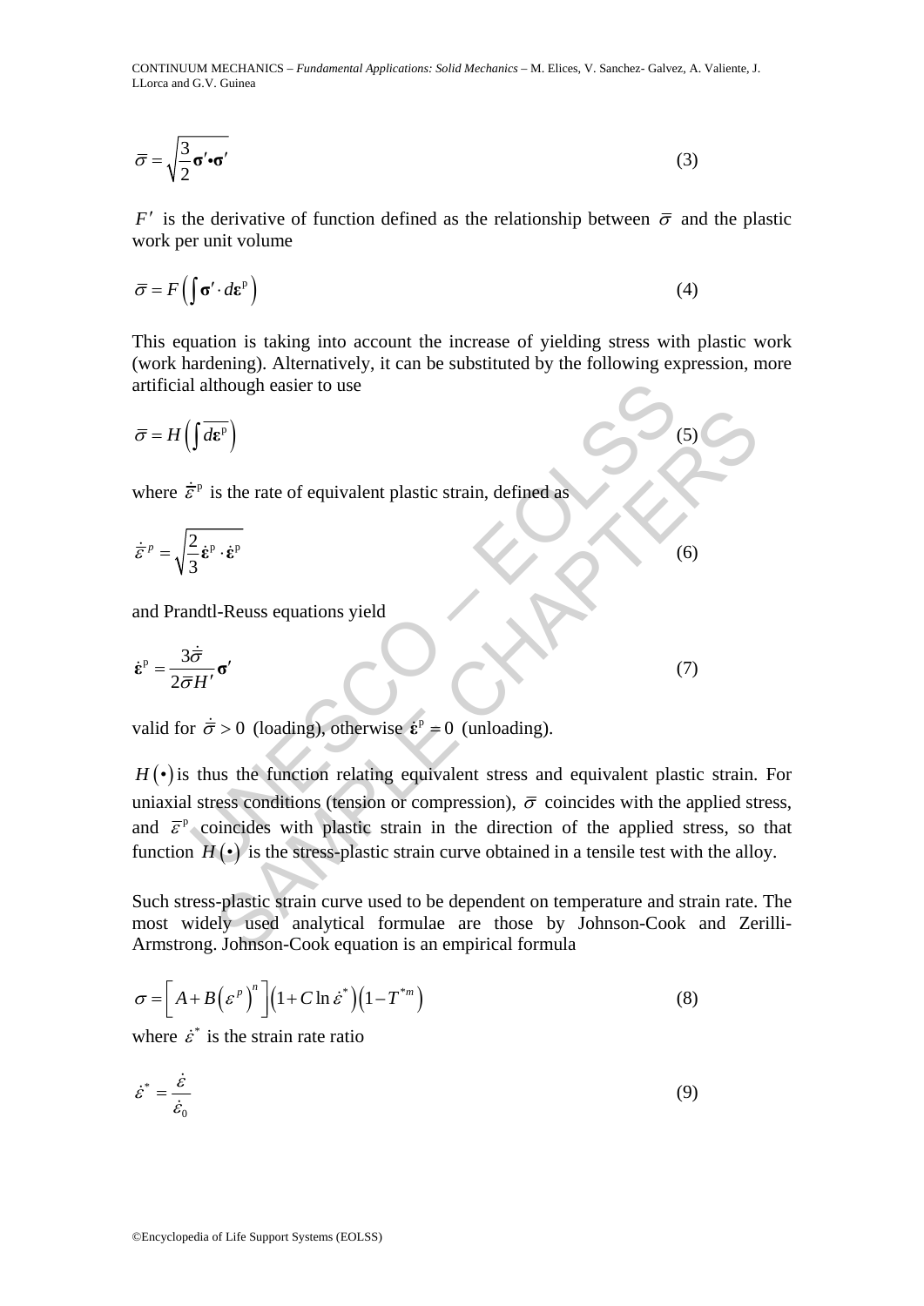$$\bar{\sigma} = \sqrt{\frac{3}{2}\boldsymbol{\sigma}' \bullet \boldsymbol{\sigma}'} \tag{3}$$

$F'$ is the derivative of function defined as the relationship between $\bar{\sigma}$ and the plastic work per unit volume

$$\bar{\sigma} = F\left(\int \boldsymbol{\sigma}' \cdot d\boldsymbol{\varepsilon}^{\mathrm{p}}\right) \tag{4}$$

This equation is taking into account the increase of yielding stress with plastic work (work hardening). Alternatively, it can be substituted by the following expression, more artificial although easier to use

$$\bar{\sigma} = H\left(\int \overline{d\boldsymbol{\varepsilon}^{\mathrm{p}}}\right) \tag{5}$$

where $\dot{\bar{\varepsilon}}^{\mathrm{p}}$ is the rate of equivalent plastic strain, defined as

$$\dot{\bar{\varepsilon}}^{p} = \sqrt{\frac{2}{3}\dot{\boldsymbol{\varepsilon}}^{\mathrm{p}} \cdot \dot{\boldsymbol{\varepsilon}}^{\mathrm{p}}} \tag{6}$$

and Prandtl-Reuss equations yield

$$\dot{\boldsymbol{\varepsilon}}^{\mathrm{p}} = \frac{3\dot{\bar{\sigma}}}{2\bar{\sigma}H'}\boldsymbol{\sigma}' \tag{7}$$

valid for $\dot{\bar{\sigma}} > 0$ (loading), otherwise $\dot{\boldsymbol{\varepsilon}}^{\mathrm{p}} = 0$ (unloading).

$H(\bullet)$ is thus the function relating equivalent stress and equivalent plastic strain. For uniaxial stress conditions (tension or compression), $\bar{\sigma}$ coincides with the applied stress, and $\bar{\varepsilon}^{\mathrm{p}}$ coincides with plastic strain in the direction of the applied stress, so that function $H(\bullet)$ is the stress-plastic strain curve obtained in a tensile test with the alloy.

Such stress-plastic strain curve used to be dependent on temperature and strain rate. The most widely used analytical formulae are those by Johnson-Cook and Zerilli-Armstrong. Johnson-Cook equation is an empirical formula

$$\sigma = \left[A + B\left(\varepsilon^{p}\right)^{n}\right]\left(1 + C\ln\dot{\varepsilon}^{*}\right)\left(1 - T^{*m}\right) \tag{8}$$

where $\dot{\varepsilon}^{*}$ is the strain rate ratio

$$\dot{\varepsilon}^{*} = \frac{\dot{\varepsilon}}{\dot{\varepsilon}_{0}} \tag{9}$$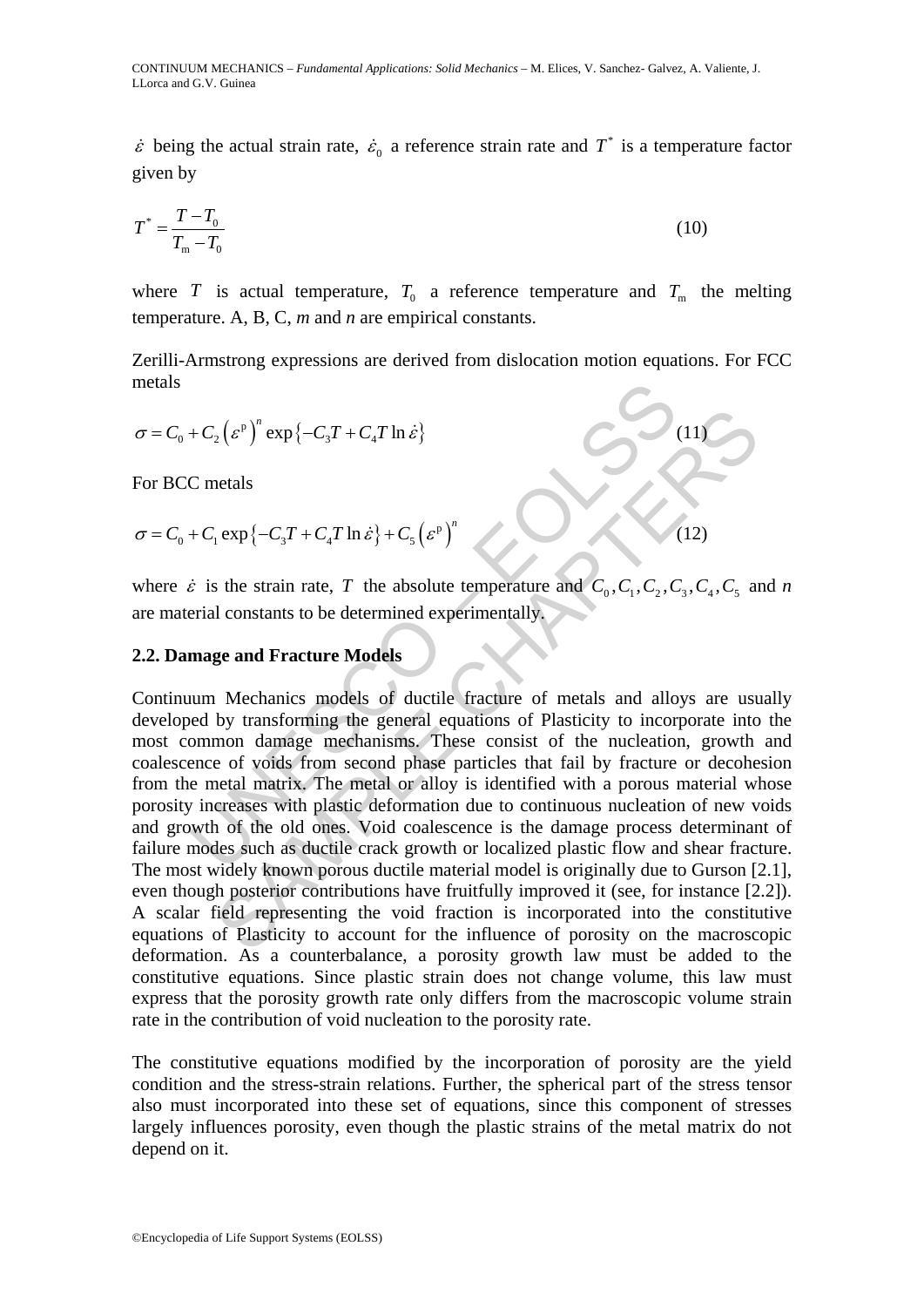$\dot{\varepsilon}$ being the actual strain rate, $\dot{\varepsilon}_0$ a reference strain rate and $T^*$ is a temperature factor given by

$$T^* = \frac{T - T_0}{T_\mathrm{m} - T_0} \tag{10}$$

where $T$ is actual temperature, $T_0$ a reference temperature and $T_\mathrm{m}$ the melting temperature. A, B, C, *m* and *n* are empirical constants.

Zerilli-Armstrong expressions are derived from dislocation motion equations. For FCC metals

$$\sigma = C_0 + C_2 \left(\varepsilon^\mathrm{p}\right)^n \exp\left\{-C_3 T + C_4 T \ln \dot{\varepsilon}\right\} \tag{11}$$

For BCC metals

$$\sigma = C_0 + C_1 \exp\left\{-C_3 T + C_4 T \ln \dot{\varepsilon}\right\} + C_5 \left(\varepsilon^\mathrm{p}\right)^n \tag{12}$$

where $\dot{\varepsilon}$ is the strain rate, $T$ the absolute temperature and $C_0, C_1, C_2, C_3, C_4, C_5$ and *n* are material constants to be determined experimentally.

### 2.2. Damage and Fracture Models

Continuum Mechanics models of ductile fracture of metals and alloys are usually developed by transforming the general equations of Plasticity to incorporate into the most common damage mechanisms. These consist of the nucleation, growth and coalescence of voids from second phase particles that fail by fracture or decohesion from the metal matrix. The metal or alloy is identified with a porous material whose porosity increases with plastic deformation due to continuous nucleation of new voids and growth of the old ones. Void coalescence is the damage process determinant of failure modes such as ductile crack growth or localized plastic flow and shear fracture. The most widely known porous ductile material model is originally due to Gurson [2.1], even though posterior contributions have fruitfully improved it (see, for instance [2.2]). A scalar field representing the void fraction is incorporated into the constitutive equations of Plasticity to account for the influence of porosity on the macroscopic deformation. As a counterbalance, a porosity growth law must be added to the constitutive equations. Since plastic strain does not change volume, this law must express that the porosity growth rate only differs from the macroscopic volume strain rate in the contribution of void nucleation to the porosity rate.

The constitutive equations modified by the incorporation of porosity are the yield condition and the stress-strain relations. Further, the spherical part of the stress tensor also must incorporated into these set of equations, since this component of stresses largely influences porosity, even though the plastic strains of the metal matrix do not depend on it.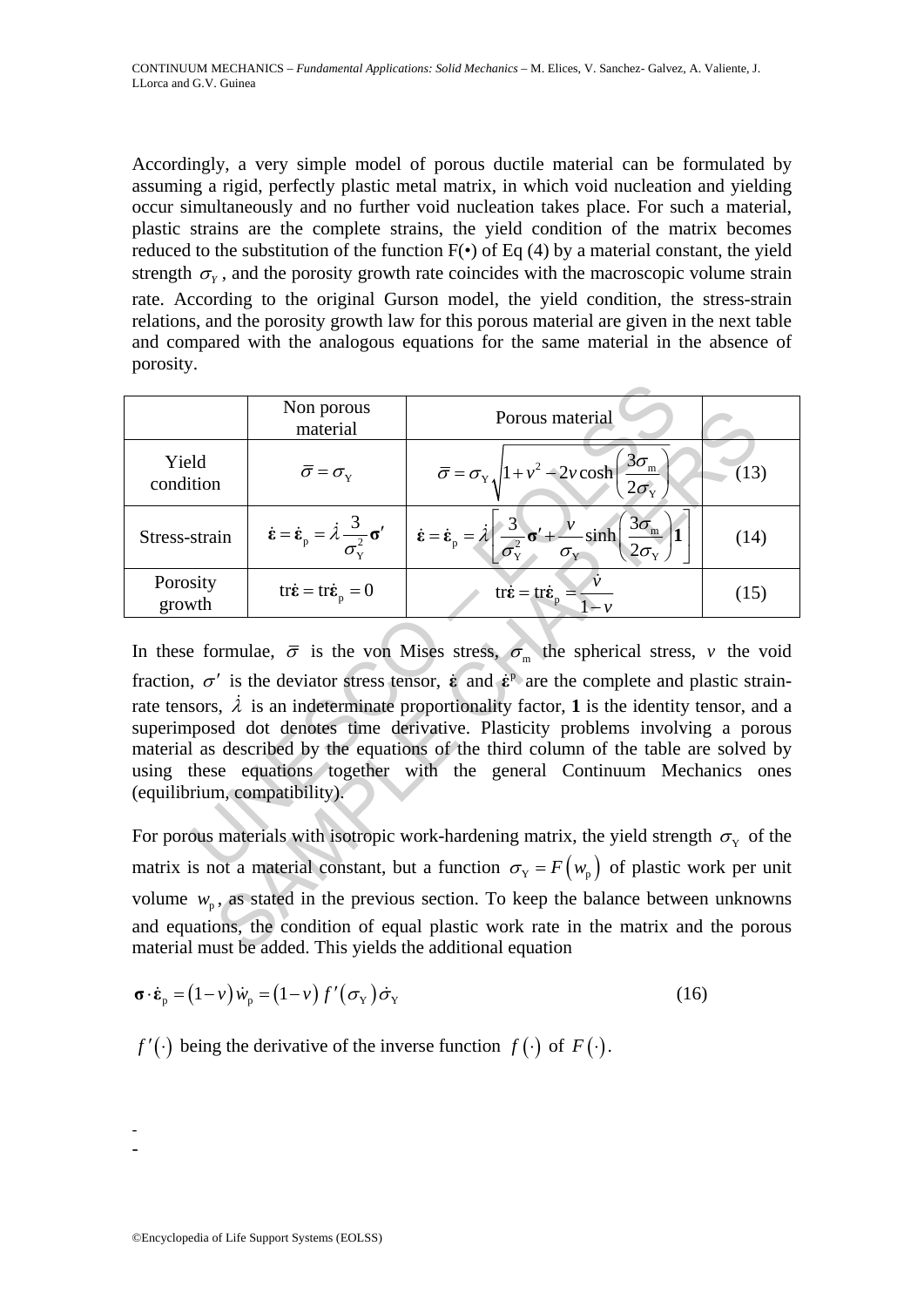Accordingly, a very simple model of porous ductile material can be formulated by assuming a rigid, perfectly plastic metal matrix, in which void nucleation and yielding occur simultaneously and no further void nucleation takes place. For such a material, plastic strains are the complete strains, the yield condition of the matrix becomes reduced to the substitution of the function F(•) of Eq (4) by a material constant, the yield strength $\sigma_Y$, and the porosity growth rate coincides with the macroscopic volume strain rate. According to the original Gurson model, the yield condition, the stress-strain relations, and the porosity growth law for this porous material are given in the next table and compared with the analogous equations for the same material in the absence of porosity.

| | Non porous material | Porous material | |
|---|---|---|---|
| Yield condition | $\bar{\sigma} = \sigma_{\mathrm{Y}}$ | $\bar{\sigma} = \sigma_{\mathrm{Y}} \sqrt{1 + v^2 - 2v \cosh\left(\dfrac{3\sigma_{\mathrm{m}}}{2\sigma_{\mathrm{Y}}}\right)}$ | (13) |
| Stress-strain | $\dot{\boldsymbol{\varepsilon}} = \dot{\boldsymbol{\varepsilon}}_{\mathrm{p}} = \dot{\lambda} \dfrac{3}{\sigma_{\mathrm{Y}}^2} \boldsymbol{\sigma}'$ | $\dot{\boldsymbol{\varepsilon}} = \dot{\boldsymbol{\varepsilon}}_{\mathrm{p}} = \dot{\lambda} \left[ \dfrac{3}{\sigma_{\mathrm{Y}}^2} \boldsymbol{\sigma}' + \dfrac{v}{\sigma_{\mathrm{Y}}} \sinh\left(\dfrac{3\sigma_{\mathrm{m}}}{2\sigma_{\mathrm{Y}}}\right) \mathbf{1} \right]$ | (14) |
| Porosity growth | $\mathrm{tr}\dot{\boldsymbol{\varepsilon}} = \mathrm{tr}\dot{\boldsymbol{\varepsilon}}_{\mathrm{p}} = 0$ | $\mathrm{tr}\dot{\boldsymbol{\varepsilon}} = \mathrm{tr}\dot{\boldsymbol{\varepsilon}}_{\mathrm{p}} = \dfrac{\dot{v}}{1 - v}$ | (15) |

In these formulae, $\bar{\sigma}$ is the von Mises stress, $\sigma_{\mathrm{m}}$ the spherical stress, $v$ the void fraction, $\sigma'$ is the deviator stress tensor, $\dot{\boldsymbol{\varepsilon}}$ and $\dot{\boldsymbol{\varepsilon}}^{\mathrm{p}}$ are the complete and plastic strain-rate tensors, $\dot{\lambda}$ is an indeterminate proportionality factor, **1** is the identity tensor, and a superimposed dot denotes time derivative. Plasticity problems involving a porous material as described by the equations of the third column of the table are solved by using these equations together with the general Continuum Mechanics ones (equilibrium, compatibility).

For porous materials with isotropic work-hardening matrix, the yield strength $\sigma_{\mathrm{Y}}$ of the matrix is not a material constant, but a function $\sigma_{\mathrm{Y}} = F\left(w_{\mathrm{p}}\right)$ of plastic work per unit volume $w_{\mathrm{p}}$, as stated in the previous section. To keep the balance between unknowns and equations, the condition of equal plastic work rate in the matrix and the porous material must be added. This yields the additional equation

$$\boldsymbol{\sigma} \cdot \dot{\boldsymbol{\varepsilon}}_{\mathrm{p}} = (1 - v)\dot{w}_{\mathrm{p}} = (1 - v) f'\left(\sigma_{\mathrm{Y}}\right)\dot{\sigma}_{\mathrm{Y}} \tag{16}$$

$f'(\cdot)$ being the derivative of the inverse function $f(\cdot)$ of $F(\cdot)$.

-
-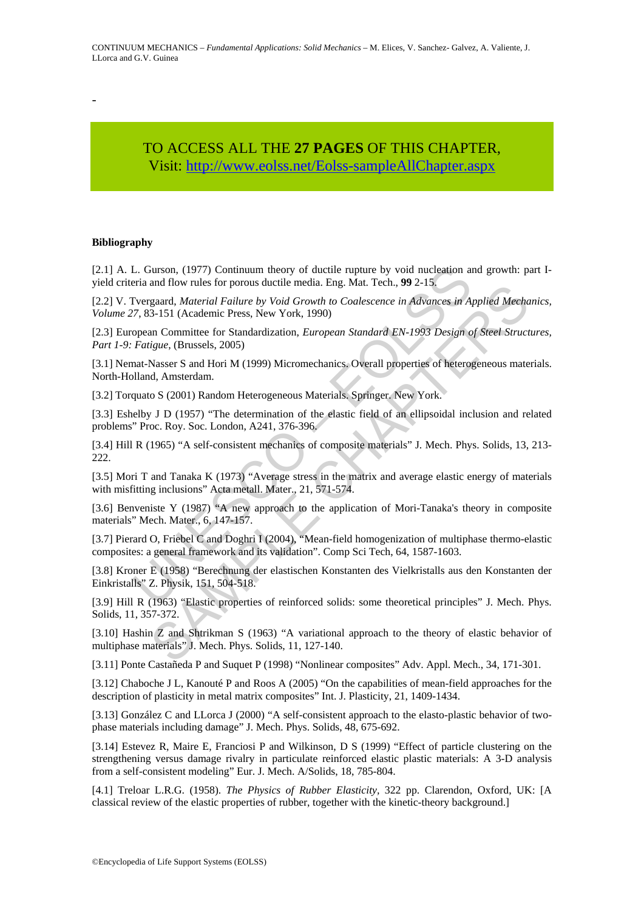-

TO ACCESS ALL THE **27 PAGES** OF THIS CHAPTER,
Visit: [http://www.eolss.net/Eolss-sampleAllChapter.aspx](http://www.eolss.net/Eolss-sampleAllChapter.aspx)

**Bibliography**

[2.1] A. L. Gurson, (1977) Continuum theory of ductile rupture by void nucleation and growth: part I-yield criteria and flow rules for porous ductile media. Eng. Mat. Tech., **99** 2-15.

[2.2] V. Tvergaard, *Material Failure by Void Growth to Coalescence in Advances in Applied Mechanics, Volume 27*, 83-151 (Academic Press, New York, 1990)

[2.3] European Committee for Standardization, *European Standard EN-1993 Design of Steel Structures, Part 1-9: Fatigue*, (Brussels, 2005)

[3.1] Nemat-Nasser S and Hori M (1999) Micromechanics. Overall properties of heterogeneous materials. North-Holland, Amsterdam.

[3.2] Torquato S (2001) Random Heterogeneous Materials. Springer. New York.

[3.3] Eshelby J D (1957) "The determination of the elastic field of an ellipsoidal inclusion and related problems" Proc. Roy. Soc. London, A241, 376-396.

[3.4] Hill R (1965) "A self-consistent mechanics of composite materials" J. Mech. Phys. Solids, 13, 213-222.

[3.5] Mori T and Tanaka K (1973) "Average stress in the matrix and average elastic energy of materials with misfitting inclusions" Acta metall. Mater., 21, 571-574.

[3.6] Benveniste Y (1987) "A new approach to the application of Mori-Tanaka's theory in composite materials" Mech. Mater., 6, 147-157.

[3.7] Pierard O, Friebel C and Doghri I (2004), "Mean-field homogenization of multiphase thermo-elastic composites: a general framework and its validation". Comp Sci Tech, 64, 1587-1603.

[3.8] Kroner E (1958) "Berechnung der elastischen Konstanten des Vielkristalls aus den Konstanten der Einkristalls" Z. Physik, 151, 504-518.

[3.9] Hill R (1963) "Elastic properties of reinforced solids: some theoretical principles" J. Mech. Phys. Solids, 11, 357-372.

[3.10] Hashin Z and Shtrikman S (1963) "A variational approach to the theory of elastic behavior of multiphase materials" J. Mech. Phys. Solids, 11, 127-140.

[3.11] Ponte Castañeda P and Suquet P (1998) "Nonlinear composites" Adv. Appl. Mech., 34, 171-301.

[3.12] Chaboche J L, Kanouté P and Roos A (2005) "On the capabilities of mean-field approaches for the description of plasticity in metal matrix composites" Int. J. Plasticity, 21, 1409-1434.

[3.13] González C and LLorca J (2000) "A self-consistent approach to the elasto-plastic behavior of two-phase materials including damage" J. Mech. Phys. Solids, 48, 675-692.

[3.14] Estevez R, Maire E, Franciosi P and Wilkinson, D S (1999) "Effect of particle clustering on the strengthening versus damage rivalry in particulate reinforced elastic plastic materials: A 3-D analysis from a self-consistent modeling" Eur. J. Mech. A/Solids, 18, 785-804.

[4.1] Treloar L.R.G. (1958). *The Physics of Rubber Elasticity*, 322 pp. Clarendon, Oxford, UK: [A classical review of the elastic properties of rubber, together with the kinetic-theory background.]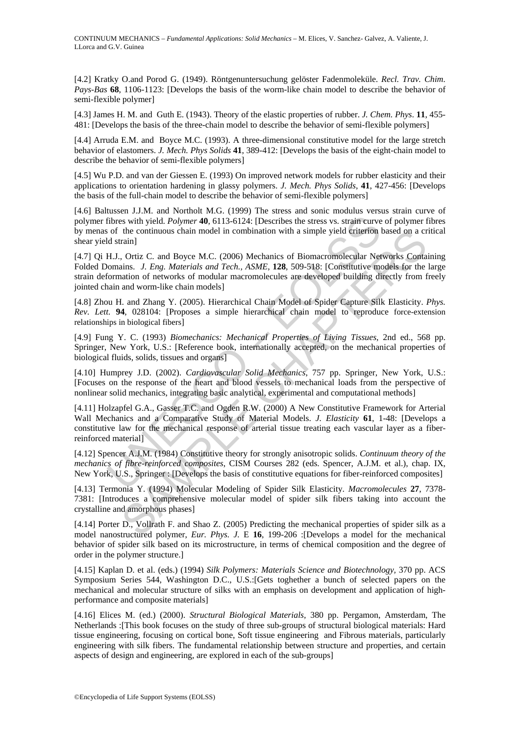[4.2] Kratky O.and Porod G. (1949). Röntgenuntersuchung gelöster Fadenmoleküle. *Recl. Trav. Chim. Pays-Bas* **68**, 1106-1123: [Develops the basis of the worm-like chain model to describe the behavior of semi-flexible polymer]

[4.3] James H. M. and Guth E. (1943). Theory of the elastic properties of rubber. *J. Chem. Phys*. **11**, 455-481: [Develops the basis of the three-chain model to describe the behavior of semi-flexible polymers]

[4.4] Arruda E.M. and Boyce M.C. (1993). A three-dimensional constitutive model for the large stretch behavior of elastomers. *J. Mech. Phys Solids* **41**, 389-412: [Develops the basis of the eight-chain model to describe the behavior of semi-flexible polymers]

[4.5] Wu P.D. and van der Giessen E. (1993) On improved network models for rubber elasticity and their applications to orientation hardening in glassy polymers. *J. Mech. Phys Solids*, **41**, 427-456: [Develops the basis of the full-chain model to describe the behavior of semi-flexible polymers]

[4.6] Baltussen J.J.M. and Northolt M.G. (1999) The stress and sonic modulus versus strain curve of polymer fibres with yield. *Polymer* **40**, 6113-6124: [Describes the stress vs. strain curve of polymer fibres by menas of the continuous chain model in combination with a simple yield criterion based on a critical shear yield strain]

[4.7] Qi H.J., Ortiz C. and Boyce M.C. (2006) Mechanics of Biomacromolecular Networks Containing Folded Domains. *J. Eng. Materials and Tech., ASME*, **128**, 509-518: [Constitutive models for the large strain deformation of networks of modular macromolecules are developed building directly from freely jointed chain and worm-like chain models]

[4.8] Zhou H. and Zhang Y. (2005). Hierarchical Chain Model of Spider Capture Silk Elasticity. *Phys. Rev. Lett.* **94**, 028104: [Proposes a simple hierarchical chain model to reproduce force-extension relationships in biological fibers]

[4.9] Fung Y. C. (1993) *Biomechanics: Mechanical Properties of Living Tissues*, 2nd ed., 568 pp. Springer, New York, U.S.: [Reference book, internationally accepted, on the mechanical properties of biological fluids, solids, tissues and organs]

[4.10] Humprey J.D. (2002). *Cardiovascular Solid Mechanics*, 757 pp. Springer, New York, U.S.: [Focuses on the response of the heart and blood vessels to mechanical loads from the perspective of nonlinear solid mechanics, integrating basic analytical, experimental and computational methods]

[4.11] Holzapfel G.A., Gasser T.C. and Ogden R.W. (2000) A New Constitutive Framework for Arterial Wall Mechanics and a Comparative Study of Material Models. *J. Elasticity* **61**, 1-48: [Develops a constitutive law for the mechanical response of arterial tissue treating each vascular layer as a fiber-reinforced material]

[4.12] Spencer A.J.M. (1984) Constitutive theory for strongly anisotropic solids. *Continuum theory of the mechanics of fibre-reinforced composites*, CISM Courses 282 (eds. Spencer, A.J.M. et al.), chap. IX, New York, U.S., Springer : [Develops the basis of constitutive equations for fiber-reinforced composites]

[4.13] Termonia Y. (1994) Molecular Modeling of Spider Silk Elasticity. *Macromolecules* **27**, 7378-7381: [Introduces a comprehensive molecular model of spider silk fibers taking into account the crystalline and amorphous phases]

[4.14] Porter D., Vollrath F. and Shao Z. (2005) Predicting the mechanical properties of spider silk as a model nanostructured polymer, *Eur. Phys. J.* E **16**, 199-206 :[Develops a model for the mechanical behavior of spider silk based on its microstructure, in terms of chemical composition and the degree of order in the polymer structure.]

[4.15] Kaplan D. et al. (eds.) (1994) *Silk Polymers: Materials Science and Biotechnology,* 370 pp. ACS Symposium Series 544, Washington D.C., U.S.:[Gets toghether a bunch of selected papers on the mechanical and molecular structure of silks with an emphasis on development and application of high-performance and composite materials]

[4.16] Elices M. (ed.) (2000). *Structural Biological Materials*, 380 pp. Pergamon, Amsterdam, The Netherlands :[This book focuses on the study of three sub-groups of structural biological materials: Hard tissue engineering, focusing on cortical bone, Soft tissue engineering and Fibrous materials, particularly engineering with silk fibers. The fundamental relationship between structure and properties, and certain aspects of design and engineering, are explored in each of the sub-groups]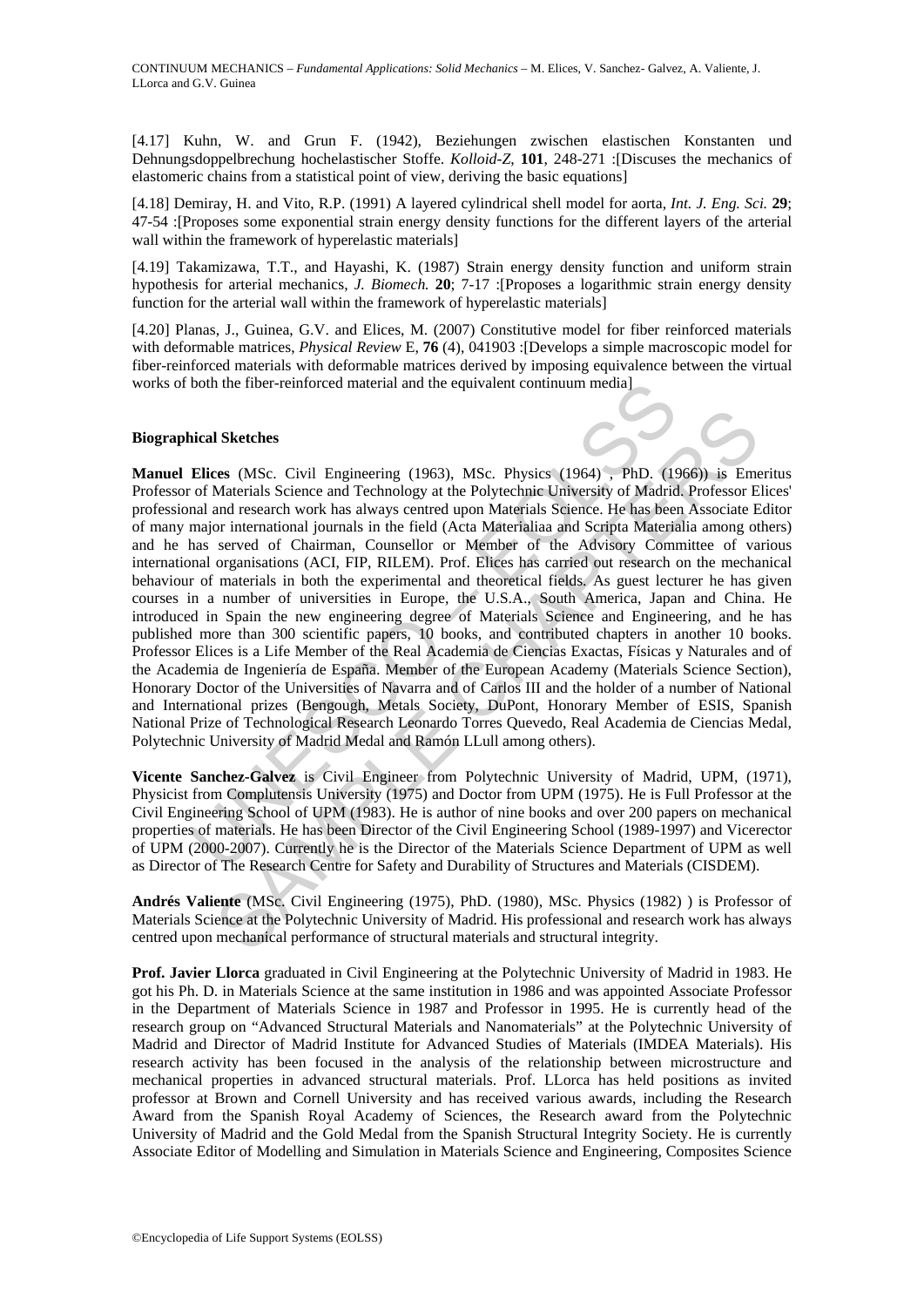[4.17] Kuhn, W. and Grun F. (1942), Beziehungen zwischen elastischen Konstanten und Dehnungsdoppelbrechung hochelasticher Stoffe. *Kolloid-Z*, **101**, 248-271 :[Discuses the mechanics of elastomeric chains from a statistical point of view, deriving the basic equations]

[4.18] Demiray, H. and Vito, R.P. (1991) A layered cylindrical shell model for aorta, *Int. J. Eng. Sci.* **29**; 47-54 :[Proposes some exponential strain energy density functions for the different layers of the arterial wall within the framework of hyperelastic materials]

[4.19] Takamizawa, T.T., and Hayashi, K. (1987) Strain energy density function and uniform strain hypothesis for arterial mechanics, *J. Biomech.* **20**; 7-17 :[Proposes a logarithmic strain energy density function for the arterial wall within the framework of hyperelastic materials]

[4.20] Planas, J., Guinea, G.V. and Elices, M. (2007) Constitutive model for fiber reinforced materials with deformable matrices, *Physical Review* E, **76** (4), 041903 :[Develops a simple macroscopic model for fiber-reinforced materials with deformable matrices derived by imposing equivalence between the virtual works of both the fiber-reinforced material and the equivalent continuum media]

**Biographical Sketches**

**Manuel Elices** (MSc. Civil Engineering (1963), MSc. Physics (1964) , PhD. (1966)) is Emeritus Professor of Materials Science and Technology at the Polytechnic University of Madrid. Professor Elices' professional and research work has always centred upon Materials Science. He has been Associate Editor of many major international journals in the field (Acta Materialiaa and Scripta Materialia among others) and he has served of Chairman, Counsellor or Member of the Advisory Committee of various international organisations (ACI, FIP, RILEM). Prof. Elices has carried out research on the mechanical behaviour of materials in both the experimental and theoretical fields. As guest lecturer he has given courses in a number of universities in Europe, the U.S.A., South America, Japan and China. He introduced in Spain the new engineering degree of Materials Science and Engineering, and he has published more than 300 scientific papers, 10 books, and contributed chapters in another 10 books. Professor Elices is a Life Member of the Real Academia de Ciencias Exactas, Físicas y Naturales and of the Academia de Ingeniería de España. Member of the European Academy (Materials Science Section), Honorary Doctor of the Universities of Navarra and of Carlos III and the holder of a number of National and International prizes (Bengough, Metals Society, DuPont, Honorary Member of ESIS, Spanish National Prize of Technological Research Leonardo Torres Quevedo, Real Academia de Ciencias Medal, Polytechnic University of Madrid Medal and Ramón LLull among others).

**Vicente Sanchez-Galvez** is Civil Engineer from Polytechnic University of Madrid, UPM, (1971), Physicist from Complutensis University (1975) and Doctor from UPM (1975). He is Full Professor at the Civil Engineering School of UPM (1983). He is author of nine books and over 200 papers on mechanical properties of materials. He has been Director of the Civil Engineering School (1989-1997) and Vicerector of UPM (2000-2007). Currently he is the Director of the Materials Science Department of UPM as well as Director of The Research Centre for Safety and Durability of Structures and Materials (CISDEM).

**Andrés Valiente** (MSc. Civil Engineering (1975), PhD. (1980), MSc. Physics (1982) ) is Professor of Materials Science at the Polytechnic University of Madrid. His professional and research work has always centred upon mechanical performance of structural materials and structural integrity.

**Prof. Javier Llorca** graduated in Civil Engineering at the Polytechnic University of Madrid in 1983. He got his Ph. D. in Materials Science at the same institution in 1986 and was appointed Associate Professor in the Department of Materials Science in 1987 and Professor in 1995. He is currently head of the research group on "Advanced Structural Materials and Nanomaterials" at the Polytechnic University of Madrid and Director of Madrid Institute for Advanced Studies of Materials (IMDEA Materials). His research activity has been focused in the analysis of the relationship between microstructure and mechanical properties in advanced structural materials. Prof. LLorca has held positions as invited professor at Brown and Cornell University and has received various awards, including the Research Award from the Spanish Royal Academy of Sciences, the Research award from the Polytechnic University of Madrid and the Gold Medal from the Spanish Structural Integrity Society. He is currently Associate Editor of Modelling and Simulation in Materials Science and Engineering, Composites Science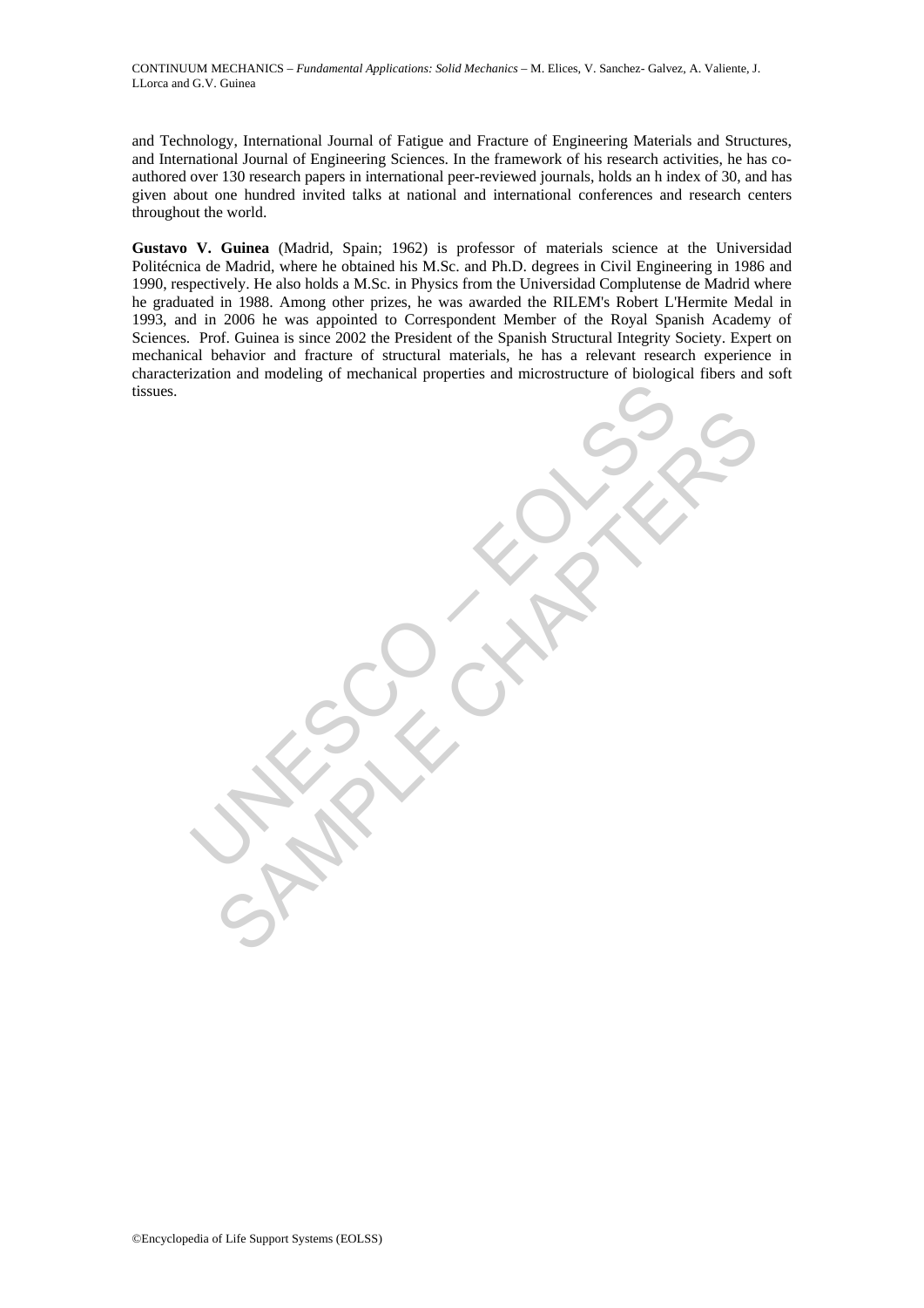and Technology, International Journal of Fatigue and Fracture of Engineering Materials and Structures, and International Journal of Engineering Sciences. In the framework of his research activities, he has co-authored over 130 research papers in international peer-reviewed journals, holds an h index of 30, and has given about one hundred invited talks at national and international conferences and research centers throughout the world.

**Gustavo V. Guinea** (Madrid, Spain; 1962) is professor of materials science at the Universidad Politécnica de Madrid, where he obtained his M.Sc. and Ph.D. degrees in Civil Engineering in 1986 and 1990, respectively. He also holds a M.Sc. in Physics from the Universidad Complutense de Madrid where he graduated in 1988. Among other prizes, he was awarded the RILEM's Robert L'Hermite Medal in 1993, and in 2006 he was appointed to Correspondent Member of the Royal Spanish Academy of Sciences. Prof. Guinea is since 2002 the President of the Spanish Structural Integrity Society. Expert on mechanical behavior and fracture of structural materials, he has a relevant research experience in characterization and modeling of mechanical properties and microstructure of biological fibers and soft tissues.